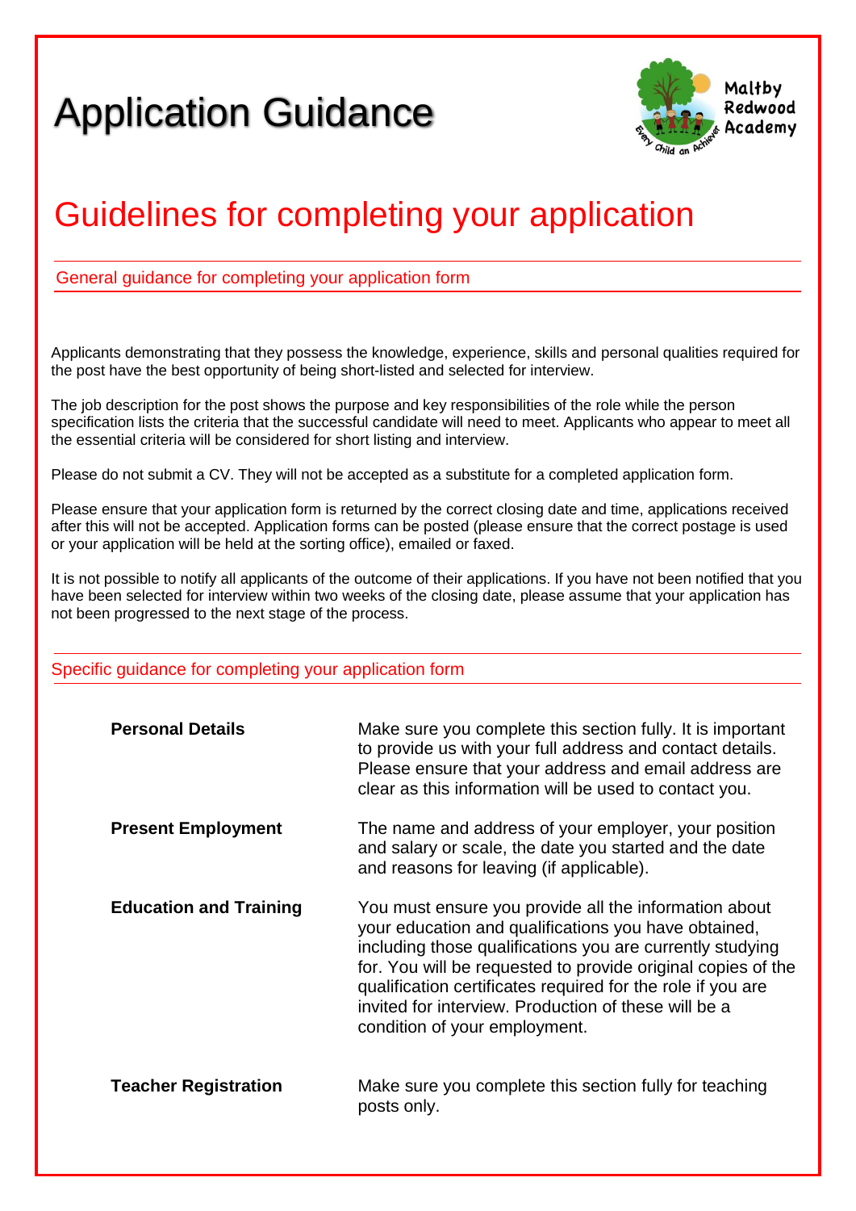# Application Guidance

Maltby Redwood Academy

## Guidelines for completing your application

### General guidance for completing your application form

Applicants demonstrating that they possess the knowledge, experience, skills and personal qualities required for the post have the best opportunity of being short-listed and selected for interview.

The job description for the post shows the purpose and key responsibilities of the role while the person specification lists the criteria that the successful candidate will need to meet. Applicants who appear to meet all the essential criteria will be considered for short listing and interview.

Please do not submit a CV. They will not be accepted as a substitute for a completed application form.

Please ensure that your application form is returned by the correct closing date and time, applications received after this will not be accepted. Application forms can be posted (please ensure that the correct postage is used or your application will be held at the sorting office), emailed or faxed.

It is not possible to notify all applicants of the outcome of their applications. If you have not been notified that you have been selected for interview within two weeks of the closing date, please assume that your application has not been progressed to the next stage of the process.

### Specific guidance for completing your application form

**Personal Details**

Make sure you complete this section fully. It is important to provide us with your full address and contact details. Please ensure that your address and email address are clear as this information will be used to contact you.

**Present Employment**

The name and address of your employer, your position and salary or scale, the date you started and the date and reasons for leaving (if applicable).

**Education and Training**

You must ensure you provide all the information about your education and qualifications you have obtained, including those qualifications you are currently studying for. You will be requested to provide original copies of the qualification certificates required for the role if you are invited for interview. Production of these will be a condition of your employment.

**Teacher Registration**

Make sure you complete this section fully for teaching posts only.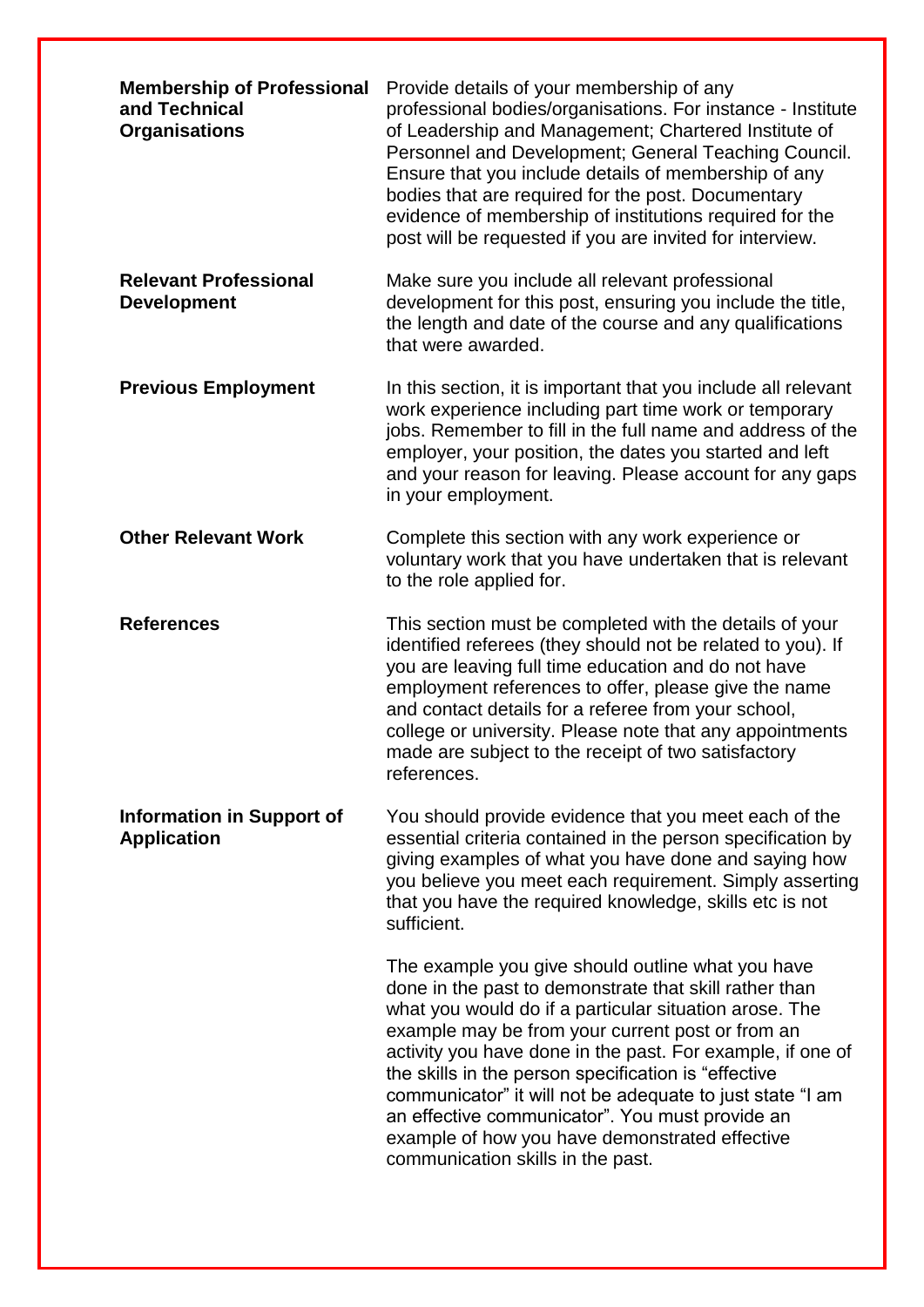**Membership of Professional and Technical Organisations**

Provide details of your membership of any professional bodies/organisations. For instance - Institute of Leadership and Management; Chartered Institute of Personnel and Development; General Teaching Council. Ensure that you include details of membership of any bodies that are required for the post. Documentary evidence of membership of institutions required for the post will be requested if you are invited for interview.

**Relevant Professional Development**

Make sure you include all relevant professional development for this post, ensuring you include the title, the length and date of the course and any qualifications that were awarded.

**Previous Employment**

In this section, it is important that you include all relevant work experience including part time work or temporary jobs. Remember to fill in the full name and address of the employer, your position, the dates you started and left and your reason for leaving. Please account for any gaps in your employment.

**Other Relevant Work**

Complete this section with any work experience or voluntary work that you have undertaken that is relevant to the role applied for.

**References**

This section must be completed with the details of your identified referees (they should not be related to you). If you are leaving full time education and do not have employment references to offer, please give the name and contact details for a referee from your school, college or university. Please note that any appointments made are subject to the receipt of two satisfactory references.

**Information in Support of Application**

You should provide evidence that you meet each of the essential criteria contained in the person specification by giving examples of what you have done and saying how you believe you meet each requirement. Simply asserting that you have the required knowledge, skills etc is not sufficient.

The example you give should outline what you have done in the past to demonstrate that skill rather than what you would do if a particular situation arose. The example may be from your current post or from an activity you have done in the past. For example, if one of the skills in the person specification is "effective communicator" it will not be adequate to just state "I am an effective communicator". You must provide an example of how you have demonstrated effective communication skills in the past.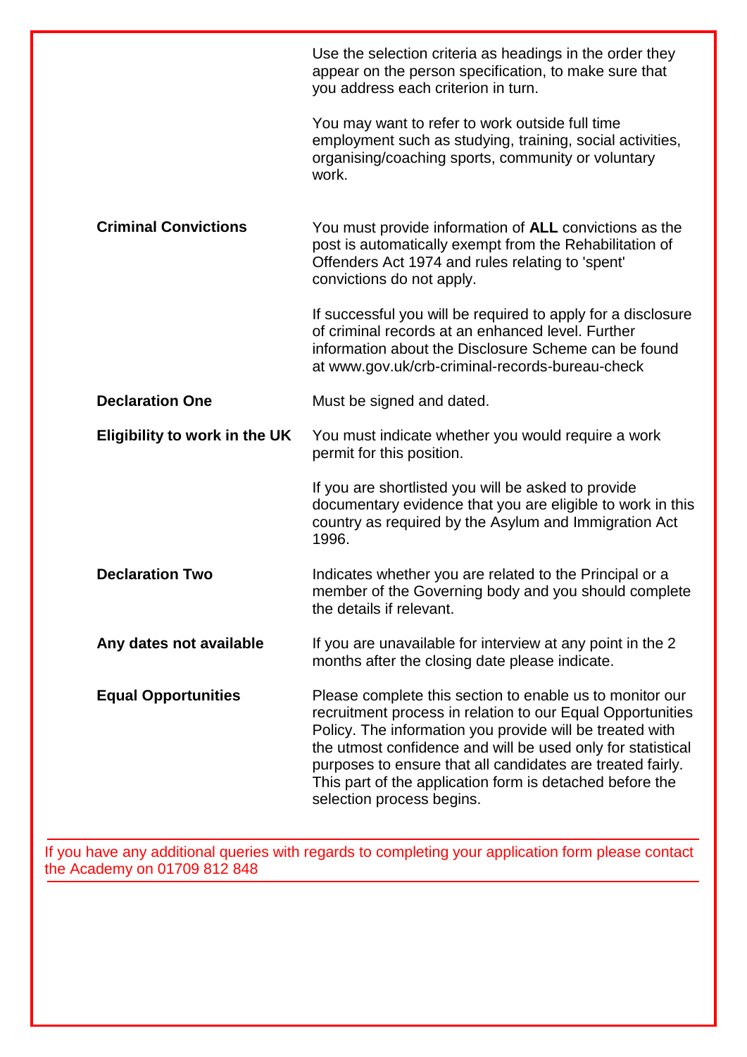Use the selection criteria as headings in the order they appear on the person specification, to make sure that you address each criterion in turn.

You may want to refer to work outside full time employment such as studying, training, social activities, organising/coaching sports, community or voluntary work.

**Criminal Convictions**

You must provide information of **ALL** convictions as the post is automatically exempt from the Rehabilitation of Offenders Act 1974 and rules relating to 'spent' convictions do not apply.

If successful you will be required to apply for a disclosure of criminal records at an enhanced level. Further information about the Disclosure Scheme can be found at www.gov.uk/crb-criminal-records-bureau-check

**Declaration One**

Must be signed and dated.

**Eligibility to work in the UK**

You must indicate whether you would require a work permit for this position.

If you are shortlisted you will be asked to provide documentary evidence that you are eligible to work in this country as required by the Asylum and Immigration Act 1996.

**Declaration Two**

Indicates whether you are related to the Principal or a member of the Governing body and you should complete the details if relevant.

**Any dates not available**

If you are unavailable for interview at any point in the 2 months after the closing date please indicate.

**Equal Opportunities**

Please complete this section to enable us to monitor our recruitment process in relation to our Equal Opportunities Policy. The information you provide will be treated with the utmost confidence and will be used only for statistical purposes to ensure that all candidates are treated fairly. This part of the application form is detached before the selection process begins.

---

If you have any additional queries with regards to completing your application form please contact the Academy on 01709 812 848

---